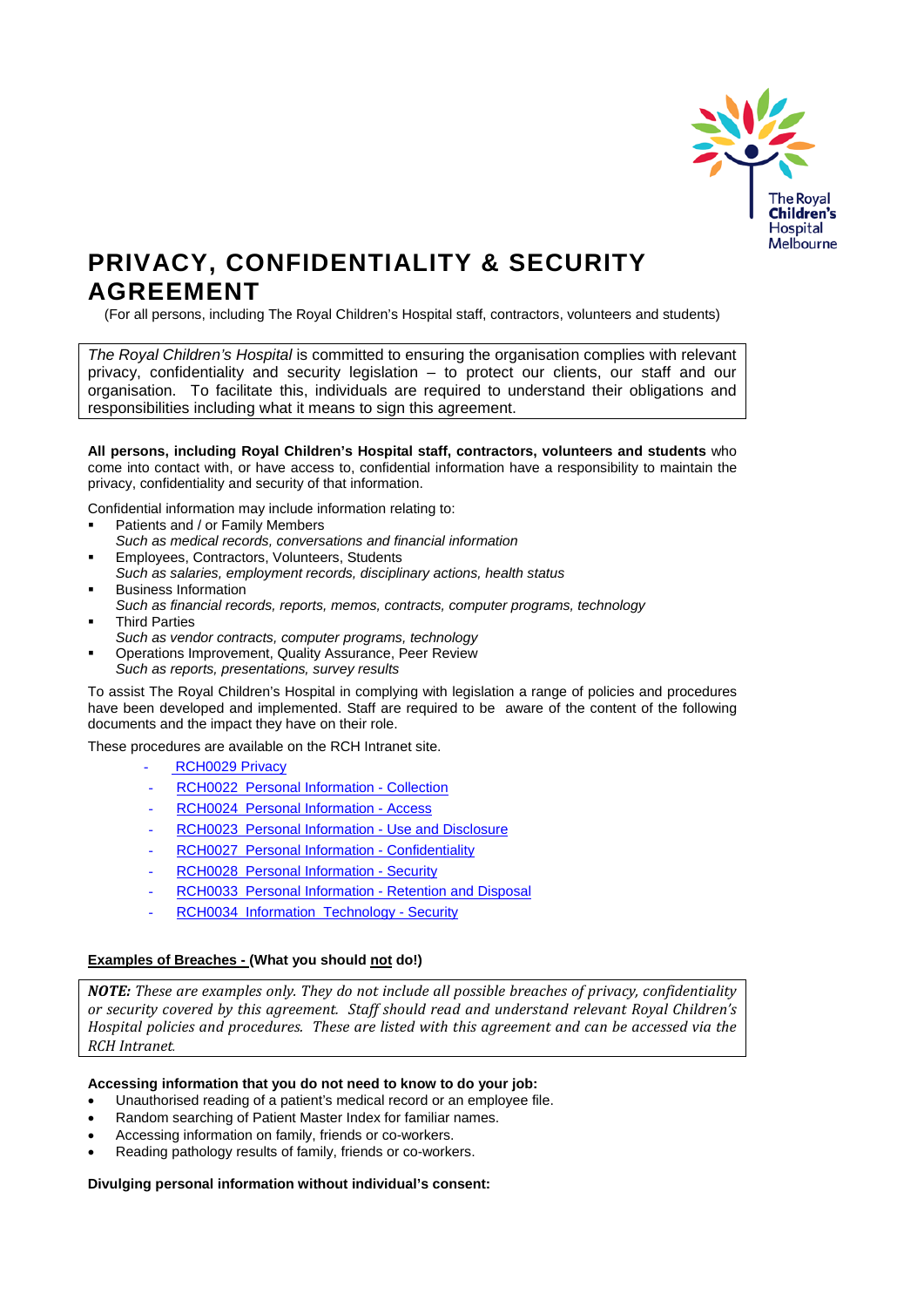# PRIVACY, CONFIDENTIALITY & SECURITY AGREEMENT

(For all persons, including The Royal Children's Hospital staff, contractors, volunteers and students)

*The Royal Children's Hospital* is committed to ensuring the organisation complies with relevant privacy, confidentiality and security legislation – to protect our clients, our staff and our organisation. To facilitate this, individuals are required to understand their obligations and responsibilities including what it means to sign this agreement.

**All persons, including Royal Children's Hospital staff, contractors, volunteers and students** who come into contact with, or have access to, confidential information have a responsibility to maintain the privacy, confidentiality and security of that information.

Confidential information may include information relating to:

- Patients and / or Family Members
  *Such as medical records, conversations and financial information*
- Employees, Contractors, Volunteers, Students
  *Such as salaries, employment records, disciplinary actions, health status*
- Business Information
  *Such as financial records, reports, memos, contracts, computer programs, technology*
- Third Parties
  *Such as vendor contracts, computer programs, technology*
- Operations Improvement, Quality Assurance, Peer Review
  *Such as reports, presentations, survey results*

To assist The Royal Children's Hospital in complying with legislation a range of policies and procedures have been developed and implemented. Staff are required to be aware of the content of the following documents and the impact they have on their role.

These procedures are available on the RCH Intranet site.

- RCH0029 Privacy
- RCH0022 Personal Information - Collection
- RCH0024 Personal Information - Access
- RCH0023 Personal Information - Use and Disclosure
- RCH0027 Personal Information - Confidentiality
- RCH0028 Personal Information - Security
- RCH0033 Personal Information - Retention and Disposal
- RCH0034 Information Technology - Security

**Examples of Breaches - (What you should not do!)**

***NOTE:*** *These are examples only. They do not include all possible breaches of privacy, confidentiality or security covered by this agreement. Staff should read and understand relevant Royal Children's Hospital policies and procedures. These are listed with this agreement and can be accessed via the RCH Intranet.*

**Accessing information that you do not need to know to do your job:**

- Unauthorised reading of a patient's medical record or an employee file.
- Random searching of Patient Master Index for familiar names.
- Accessing information on family, friends or co-workers.
- Reading pathology results of family, friends or co-workers.

**Divulging personal information without individual's consent:**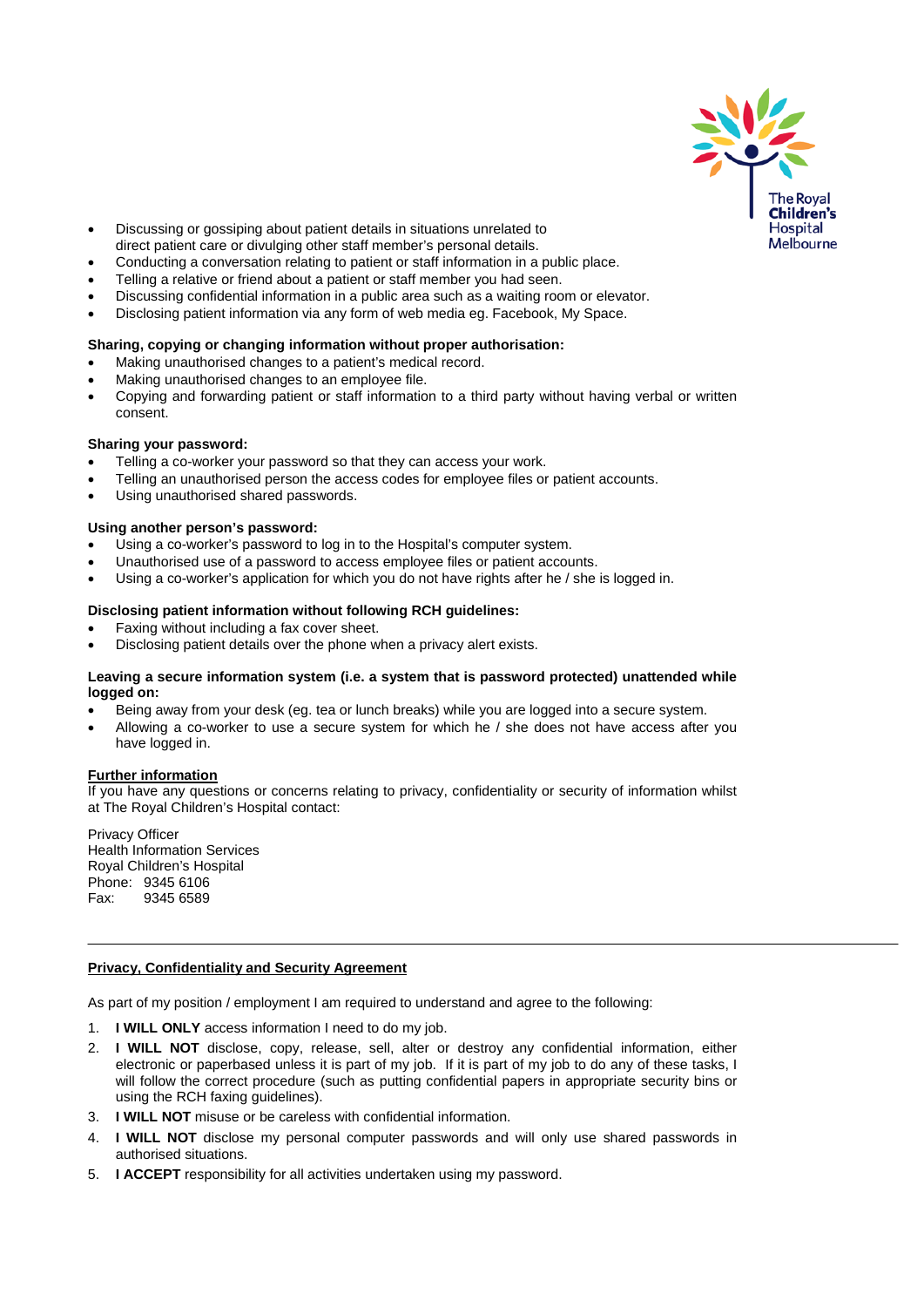- Discussing or gossiping about patient details in situations unrelated to direct patient care or divulging other staff member's personal details.
- Conducting a conversation relating to patient or staff information in a public place.
- Telling a relative or friend about a patient or staff member you had seen.
- Discussing confidential information in a public area such as a waiting room or elevator.
- Disclosing patient information via any form of web media eg. Facebook, My Space.

**Sharing, copying or changing information without proper authorisation:**

- Making unauthorised changes to a patient's medical record.
- Making unauthorised changes to an employee file.
- Copying and forwarding patient or staff information to a third party without having verbal or written consent.

**Sharing your password:**

- Telling a co-worker your password so that they can access your work.
- Telling an unauthorised person the access codes for employee files or patient accounts.
- Using unauthorised shared passwords.

**Using another person's password:**

- Using a co-worker's password to log in to the Hospital's computer system.
- Unauthorised use of a password to access employee files or patient accounts.
- Using a co-worker's application for which you do not have rights after he / she is logged in.

**Disclosing patient information without following RCH guidelines:**

- Faxing without including a fax cover sheet.
- Disclosing patient details over the phone when a privacy alert exists.

**Leaving a secure information system (i.e. a system that is password protected) unattended while logged on:**

- Being away from your desk (eg. tea or lunch breaks) while you are logged into a secure system.
- Allowing a co-worker to use a secure system for which he / she does not have access after you have logged in.

**Further information**

If you have any questions or concerns relating to privacy, confidentiality or security of information whilst at The Royal Children's Hospital contact:

Privacy Officer
Health Information Services
Royal Children's Hospital
Phone: 9345 6106
Fax: 9345 6589

---

**Privacy, Confidentiality and Security Agreement**

As part of my position / employment I am required to understand and agree to the following:

1. **I WILL ONLY** access information I need to do my job.
2. **I WILL NOT** disclose, copy, release, sell, alter or destroy any confidential information, either electronic or paperbased unless it is part of my job. If it is part of my job to do any of these tasks, I will follow the correct procedure (such as putting confidential papers in appropriate security bins or using the RCH faxing guidelines).
3. **I WILL NOT** misuse or be careless with confidential information.
4. **I WILL NOT** disclose my personal computer passwords and will only use shared passwords in authorised situations.
5. **I ACCEPT** responsibility for all activities undertaken using my password.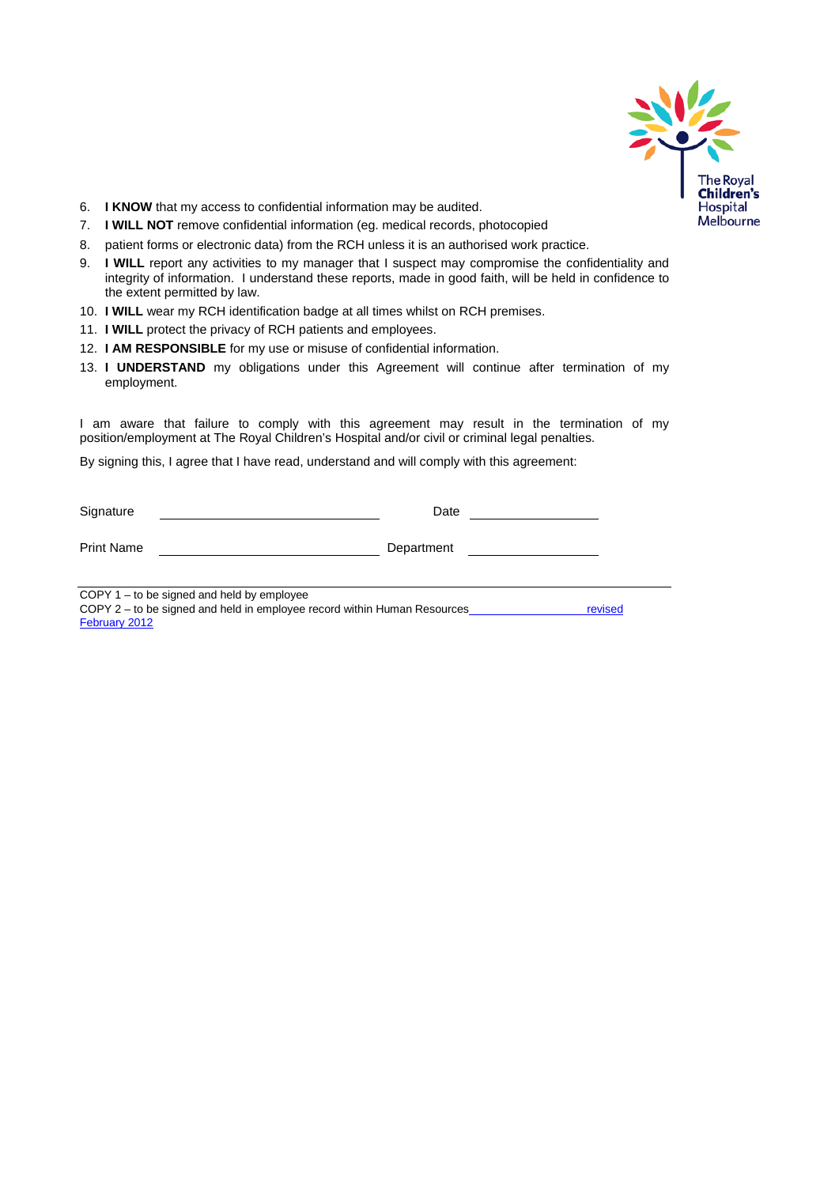6. **I KNOW** that my access to confidential information may be audited.
7. **I WILL NOT** remove confidential information (eg. medical records, photocopied
8. patient forms or electronic data) from the RCH unless it is an authorised work practice.
9. **I WILL** report any activities to my manager that I suspect may compromise the confidentiality and integrity of information. I understand these reports, made in good faith, will be held in confidence to the extent permitted by law.
10. **I WILL** wear my RCH identification badge at all times whilst on RCH premises.
11. **I WILL** protect the privacy of RCH patients and employees.
12. **I AM RESPONSIBLE** for my use or misuse of confidential information.
13. **I UNDERSTAND** my obligations under this Agreement will continue after termination of my employment.

I am aware that failure to comply with this agreement may result in the termination of my position/employment at The Royal Children's Hospital and/or civil or criminal legal penalties.

By signing this, I agree that I have read, understand and will comply with this agreement:

Signature ______________________________ Date ____________________

Print Name ______________________________ Department ____________________

COPY 1 – to be signed and held by employee
COPY 2 – to be signed and held in employee record within Human Resources revised February 2012